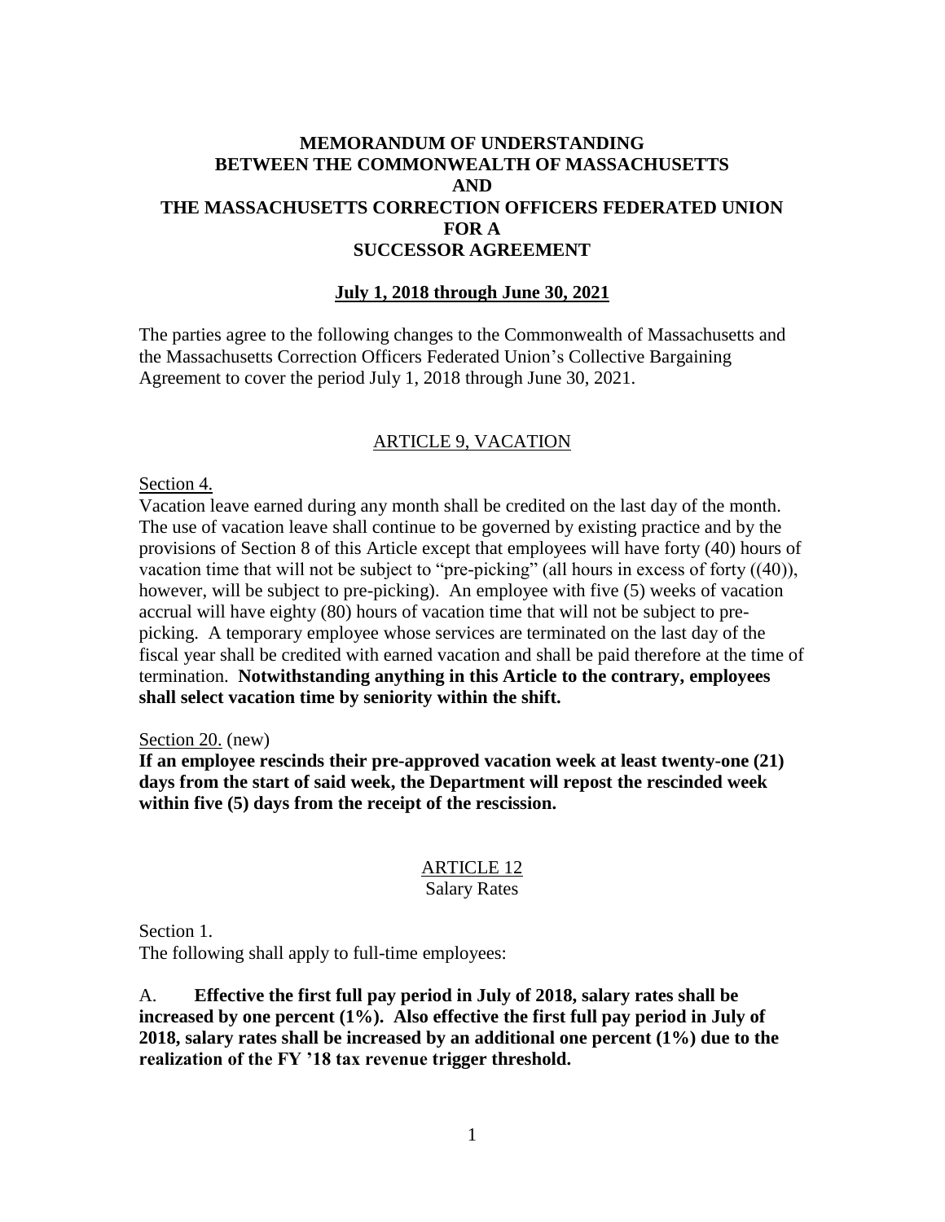# MEMORANDUM OF UNDERSTANDING BETWEEN THE COMMONWEALTH OF MASSACHUSETTS AND THE MASSACHUSETTS CORRECTION OFFICERS FEDERATED UNION FOR A SUCCESSOR AGREEMENT

## July 1, 2018 through June 30, 2021

The parties agree to the following changes to the Commonwealth of Massachusetts and the Massachusetts Correction Officers Federated Union's Collective Bargaining Agreement to cover the period July 1, 2018 through June 30, 2021.

## ARTICLE 9, VACATION

Section 4.

Vacation leave earned during any month shall be credited on the last day of the month. The use of vacation leave shall continue to be governed by existing practice and by the provisions of Section 8 of this Article except that employees will have forty (40) hours of vacation time that will not be subject to "pre-picking" (all hours in excess of forty ((40)), however, will be subject to pre-picking). An employee with five (5) weeks of vacation accrual will have eighty (80) hours of vacation time that will not be subject to pre-picking. A temporary employee whose services are terminated on the last day of the fiscal year shall be credited with earned vacation and shall be paid therefore at the time of termination. **Notwithstanding anything in this Article to the contrary, employees shall select vacation time by seniority within the shift.**

Section 20. (new)

**If an employee rescinds their pre-approved vacation week at least twenty-one (21) days from the start of said week, the Department will repost the rescinded week within five (5) days from the receipt of the rescission.**

## ARTICLE 12
Salary Rates

Section 1.

The following shall apply to full-time employees:

A. **Effective the first full pay period in July of 2018, salary rates shall be increased by one percent (1%). Also effective the first full pay period in July of 2018, salary rates shall be increased by an additional one percent (1%) due to the realization of the FY '18 tax revenue trigger threshold.**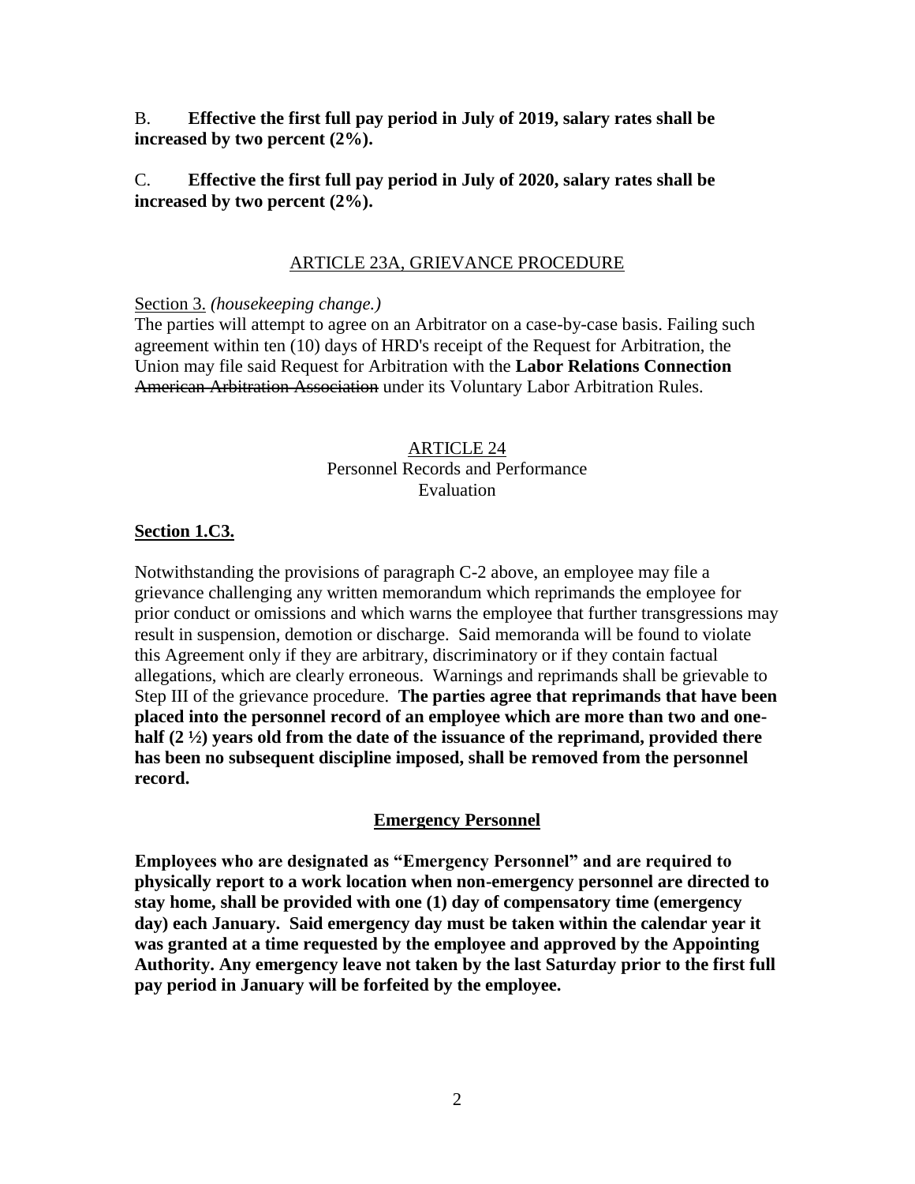B. **Effective the first full pay period in July of 2019, salary rates shall be increased by two percent (2%).**

C. **Effective the first full pay period in July of 2020, salary rates shall be increased by two percent (2%).**

## ARTICLE 23A, GRIEVANCE PROCEDURE

Section 3. *(housekeeping change.)*
The parties will attempt to agree on an Arbitrator on a case-by-case basis. Failing such agreement within ten (10) days of HRD's receipt of the Request for Arbitration, the Union may file said Request for Arbitration with the **Labor Relations Connection** ~~American Arbitration Association~~ under its Voluntary Labor Arbitration Rules.

## ARTICLE 24
## Personnel Records and Performance Evaluation

**Section 1.C3.**

Notwithstanding the provisions of paragraph C-2 above, an employee may file a grievance challenging any written memorandum which reprimands the employee for prior conduct or omissions and which warns the employee that further transgressions may result in suspension, demotion or discharge. Said memoranda will be found to violate this Agreement only if they are arbitrary, discriminatory or if they contain factual allegations, which are clearly erroneous. Warnings and reprimands shall be grievable to Step III of the grievance procedure. **The parties agree that reprimands that have been placed into the personnel record of an employee which are more than two and one-half (2 ½) years old from the date of the issuance of the reprimand, provided there has been no subsequent discipline imposed, shall be removed from the personnel record.**

**Emergency Personnel**

**Employees who are designated as "Emergency Personnel" and are required to physically report to a work location when non-emergency personnel are directed to stay home, shall be provided with one (1) day of compensatory time (emergency day) each January. Said emergency day must be taken within the calendar year it was granted at a time requested by the employee and approved by the Appointing Authority. Any emergency leave not taken by the last Saturday prior to the first full pay period in January will be forfeited by the employee.**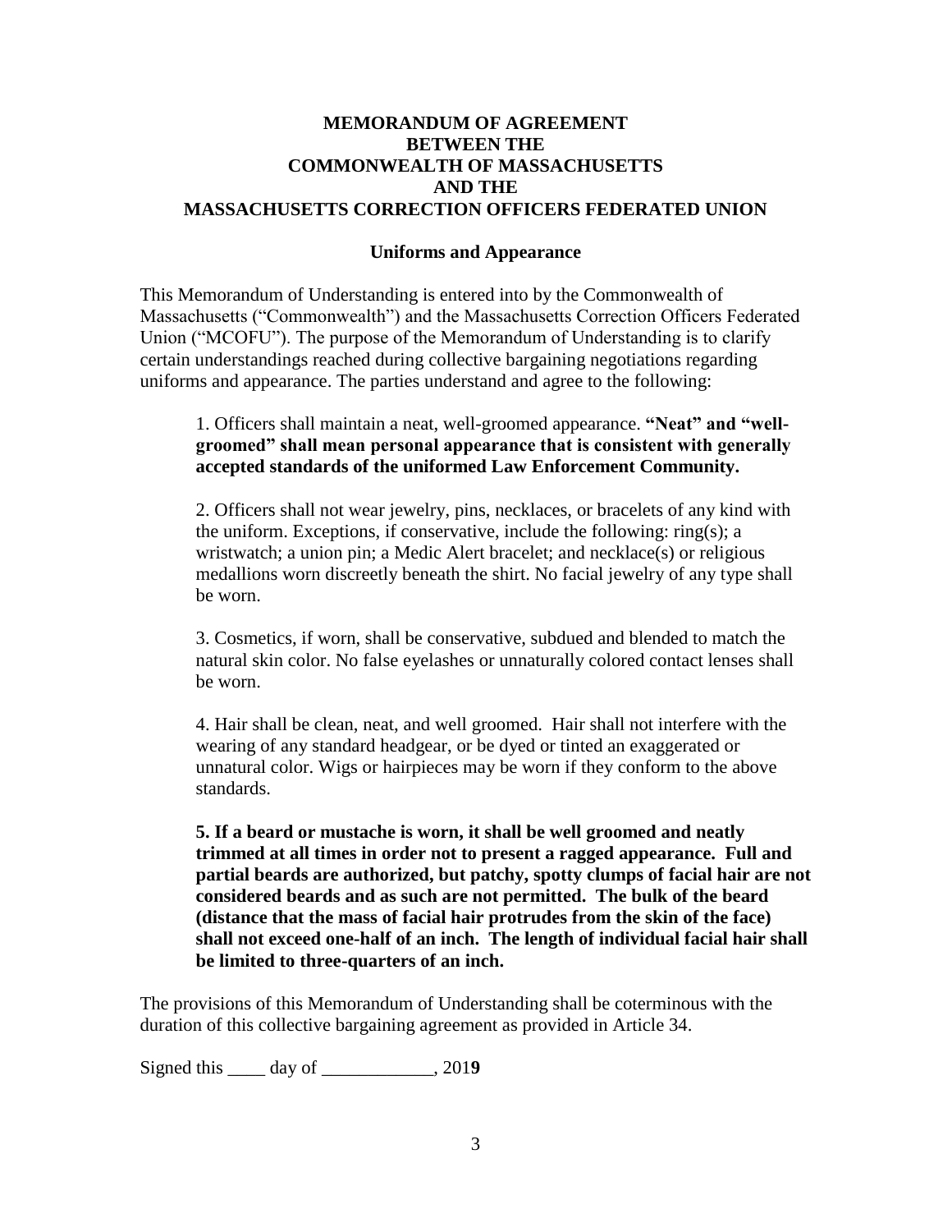# MEMORANDUM OF AGREEMENT BETWEEN THE COMMONWEALTH OF MASSACHUSETTS AND THE MASSACHUSETTS CORRECTION OFFICERS FEDERATED UNION

## Uniforms and Appearance

This Memorandum of Understanding is entered into by the Commonwealth of Massachusetts ("Commonwealth") and the Massachusetts Correction Officers Federated Union ("MCOFU"). The purpose of the Memorandum of Understanding is to clarify certain understandings reached during collective bargaining negotiations regarding uniforms and appearance. The parties understand and agree to the following:

1. Officers shall maintain a neat, well-groomed appearance. **"Neat" and "well-groomed" shall mean personal appearance that is consistent with generally accepted standards of the uniformed Law Enforcement Community.**

2. Officers shall not wear jewelry, pins, necklaces, or bracelets of any kind with the uniform. Exceptions, if conservative, include the following: ring(s); a wristwatch; a union pin; a Medic Alert bracelet; and necklace(s) or religious medallions worn discreetly beneath the shirt. No facial jewelry of any type shall be worn.

3. Cosmetics, if worn, shall be conservative, subdued and blended to match the natural skin color. No false eyelashes or unnaturally colored contact lenses shall be worn.

4. Hair shall be clean, neat, and well groomed. Hair shall not interfere with the wearing of any standard headgear, or be dyed or tinted an exaggerated or unnatural color. Wigs or hairpieces may be worn if they conform to the above standards.

**5. If a beard or mustache is worn, it shall be well groomed and neatly trimmed at all times in order not to present a ragged appearance. Full and partial beards are authorized, but patchy, spotty clumps of facial hair are not considered beards and as such are not permitted. The bulk of the beard (distance that the mass of facial hair protrudes from the skin of the face) shall not exceed one-half of an inch. The length of individual facial hair shall be limited to three-quarters of an inch.**

The provisions of this Memorandum of Understanding shall be coterminous with the duration of this collective bargaining agreement as provided in Article 34.

Signed this ____ day of ____________, 201**9**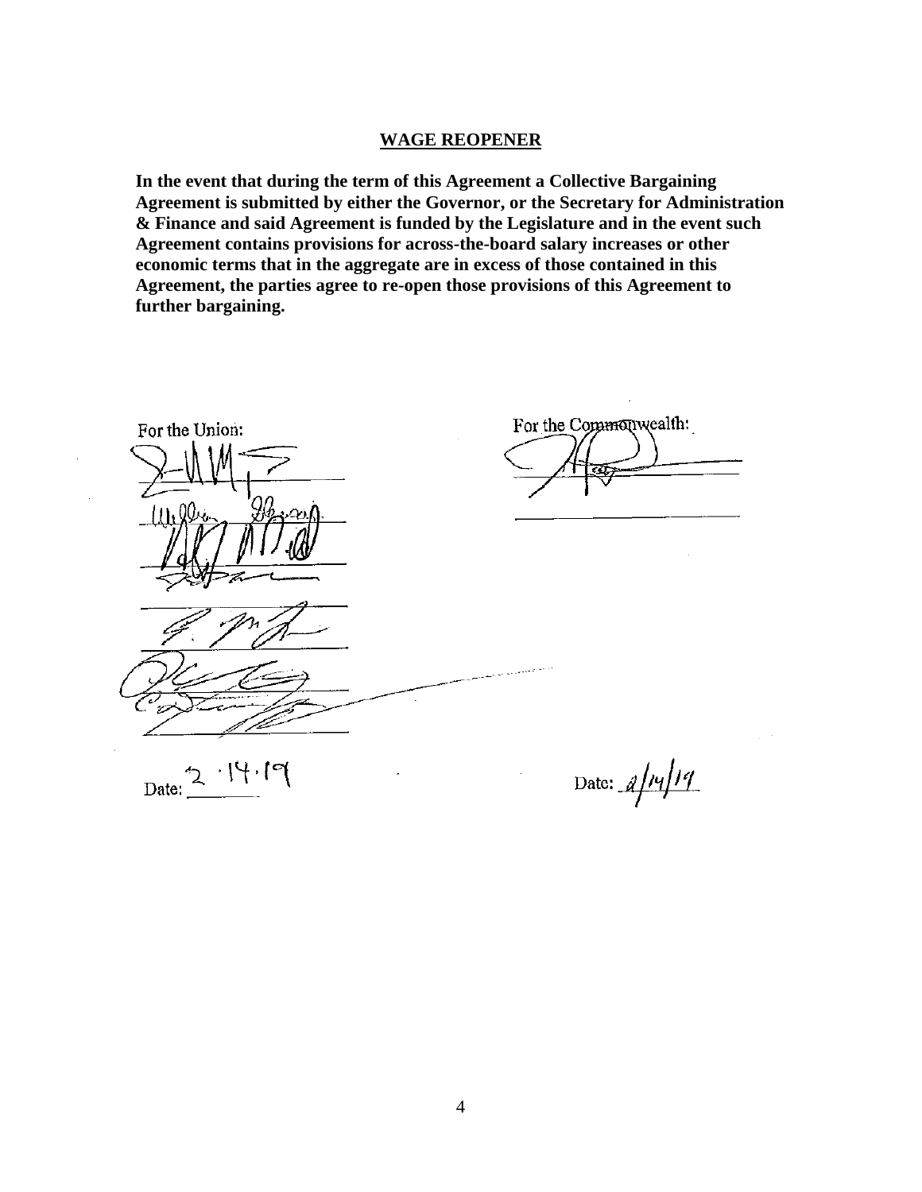## WAGE REOPENER

**In the event that during the term of this Agreement a Collective Bargaining Agreement is submitted by either the Governor, or the Secretary for Administration & Finance and said Agreement is funded by the Legislature and in the event such Agreement contains provisions for across-the-board salary increases or other economic terms that in the aggregate are in excess of those contained in this Agreement, the parties agree to re-open those provisions of this Agreement to further bargaining.**

For the Union:

Date: 2.14.19

For the Commonwealth:

Date: 2/14/19